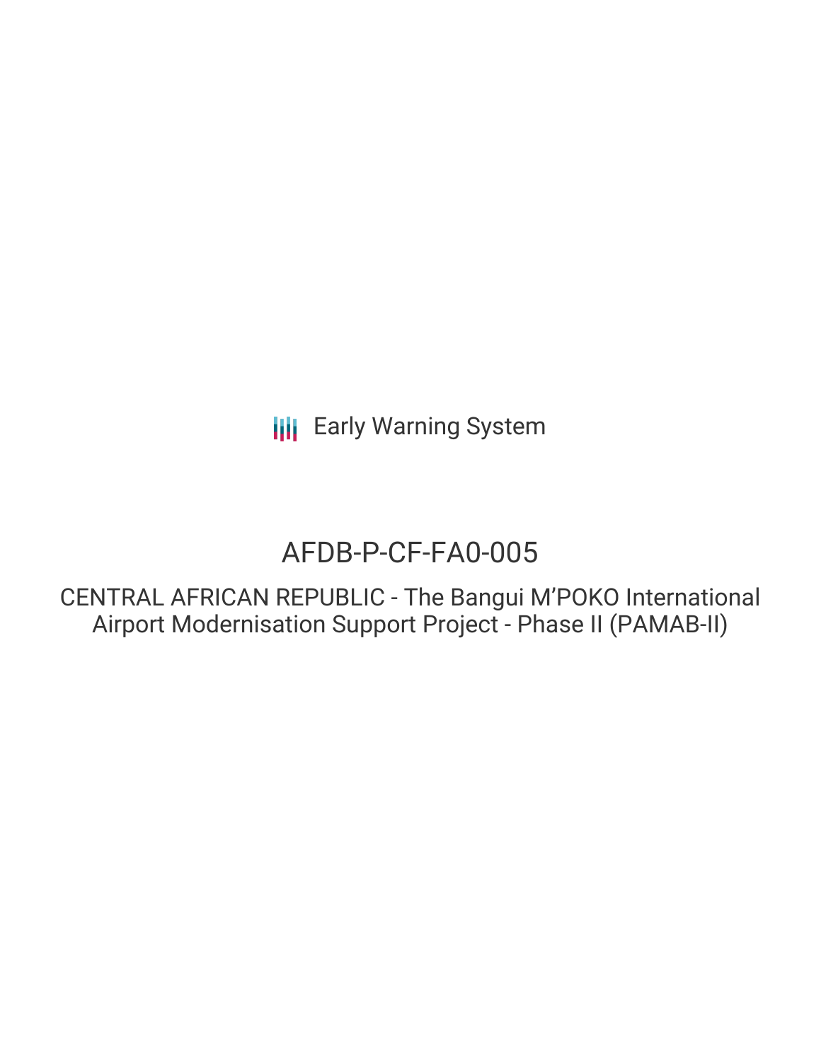Early Warning System

# AFDB-P-CF-FA0-005

## CENTRAL AFRICAN REPUBLIC - The Bangui M'POKO International Airport Modernisation Support Project - Phase II (PAMAB-II)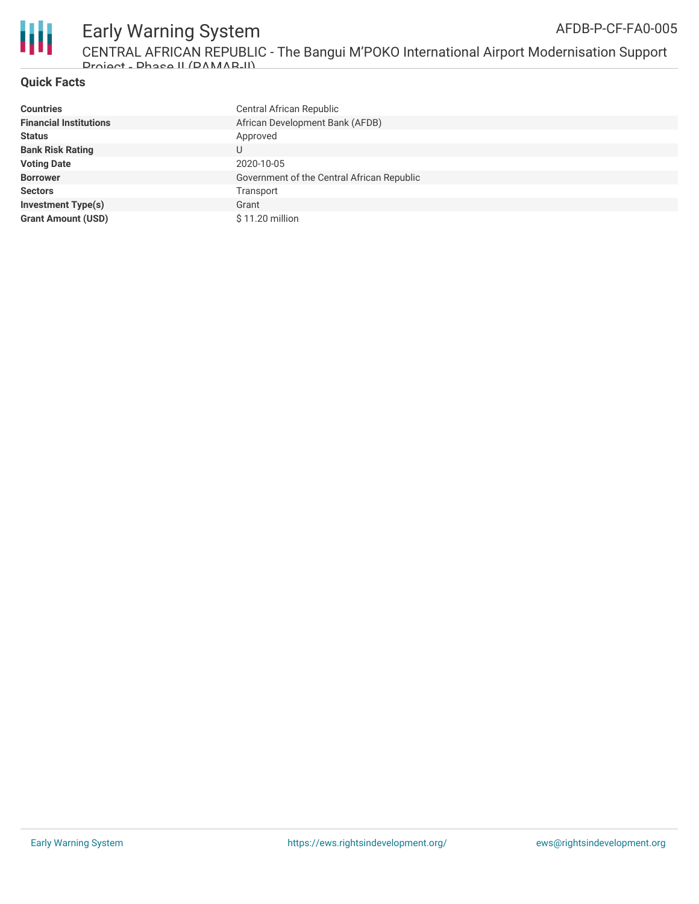## Quick Facts

| | |
|---|---|
| **Countries** | Central African Republic |
| **Financial Institutions** | African Development Bank (AFDB) |
| **Status** | Approved |
| **Bank Risk Rating** | U |
| **Voting Date** | 2020-10-05 |
| **Borrower** | Government of the Central African Republic |
| **Sectors** | Transport |
| **Investment Type(s)** | Grant |
| **Grant Amount (USD)** | $ 11.20 million |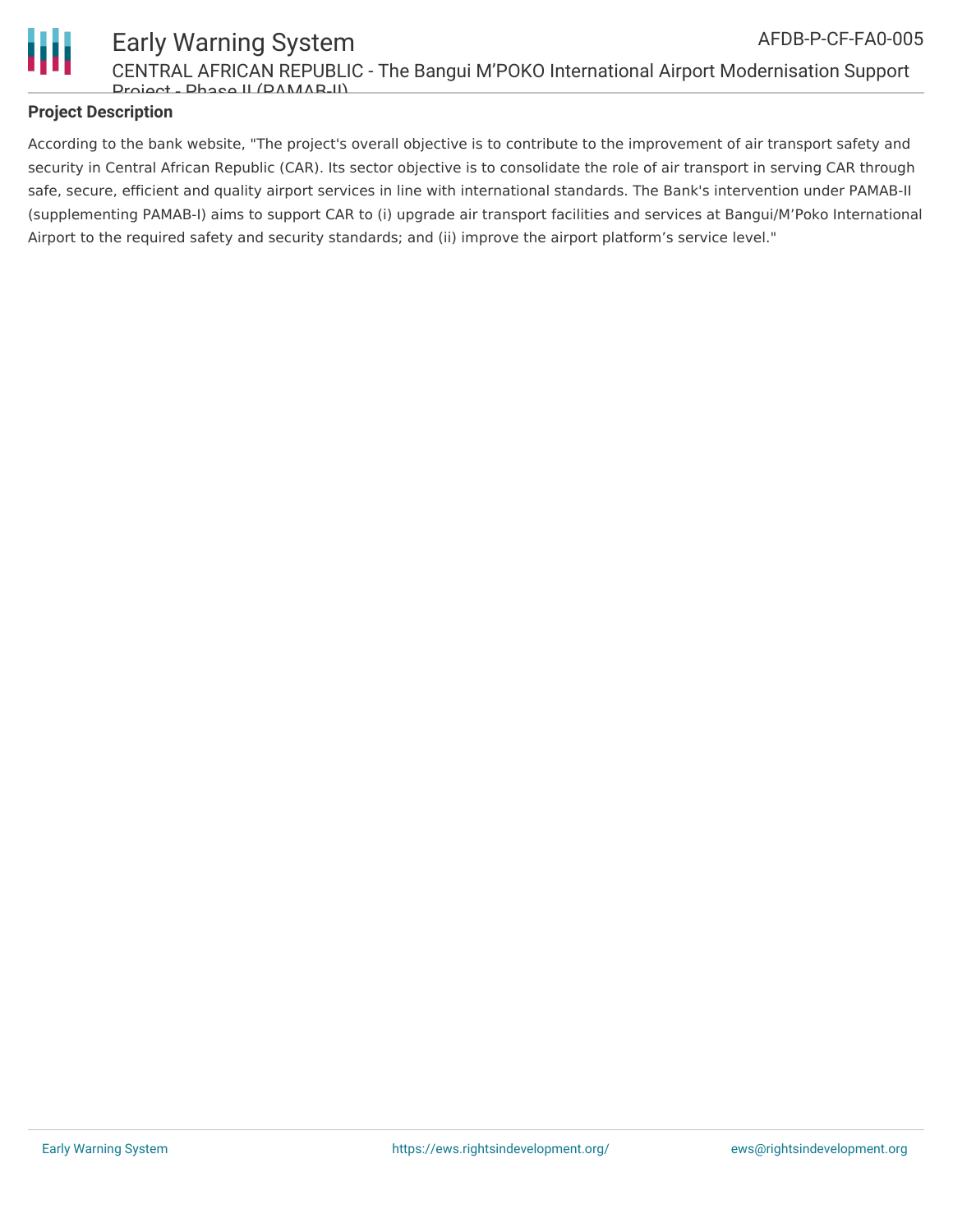**Project Description**

According to the bank website, "The project's overall objective is to contribute to the improvement of air transport safety and security in Central African Republic (CAR). Its sector objective is to consolidate the role of air transport in serving CAR through safe, secure, efficient and quality airport services in line with international standards. The Bank's intervention under PAMAB-II (supplementing PAMAB-I) aims to support CAR to (i) upgrade air transport facilities and services at Bangui/M'Poko International Airport to the required safety and security standards; and (ii) improve the airport platform's service level."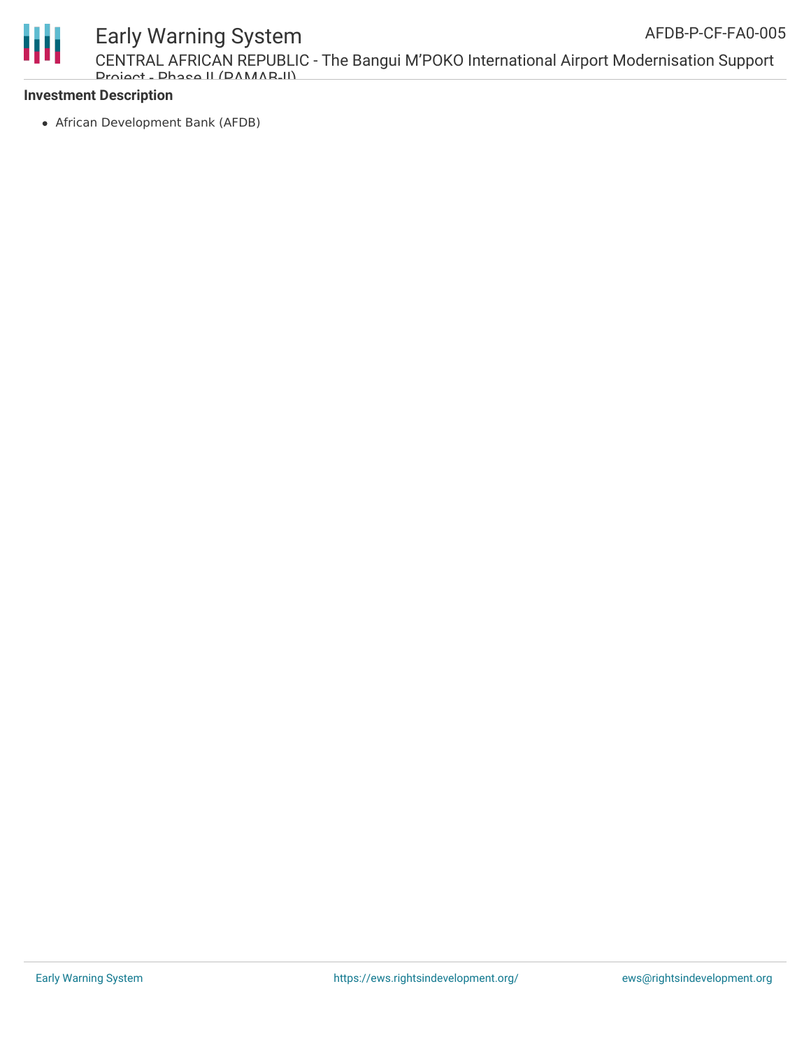**Investment Description**

- African Development Bank (AFDB)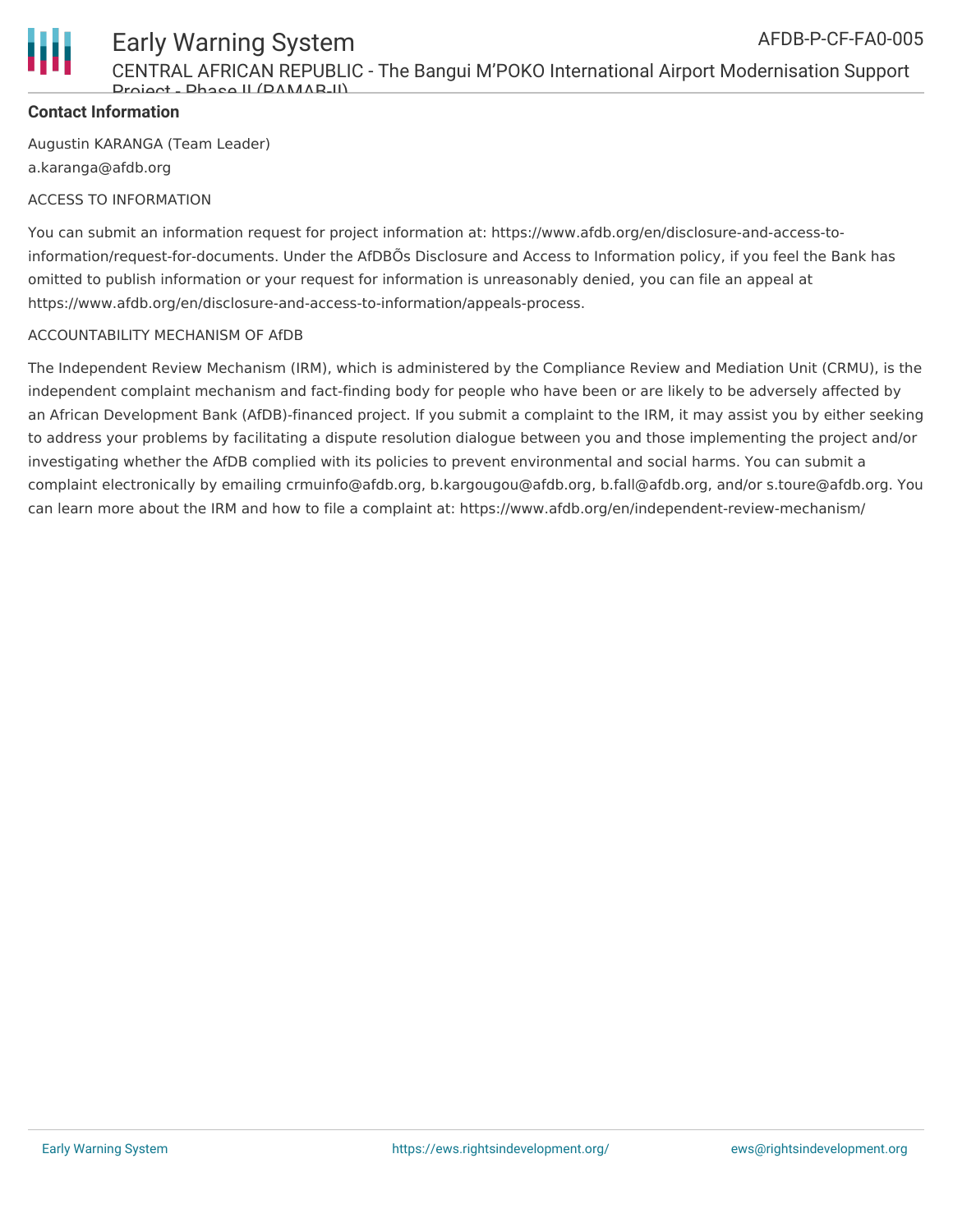**Contact Information**

Augustin KARANGA (Team Leader)

a.karanga@afdb.org

ACCESS TO INFORMATION

You can submit an information request for project information at: https://www.afdb.org/en/disclosure-and-access-to-information/request-for-documents. Under the AfDBÕs Disclosure and Access to Information policy, if you feel the Bank has omitted to publish information or your request for information is unreasonably denied, you can file an appeal at https://www.afdb.org/en/disclosure-and-access-to-information/appeals-process.

ACCOUNTABILITY MECHANISM OF AfDB

The Independent Review Mechanism (IRM), which is administered by the Compliance Review and Mediation Unit (CRMU), is the independent complaint mechanism and fact-finding body for people who have been or are likely to be adversely affected by an African Development Bank (AfDB)-financed project. If you submit a complaint to the IRM, it may assist you by either seeking to address your problems by facilitating a dispute resolution dialogue between you and those implementing the project and/or investigating whether the AfDB complied with its policies to prevent environmental and social harms. You can submit a complaint electronically by emailing crmuinfo@afdb.org, b.kargougou@afdb.org, b.fall@afdb.org, and/or s.toure@afdb.org. You can learn more about the IRM and how to file a complaint at: https://www.afdb.org/en/independent-review-mechanism/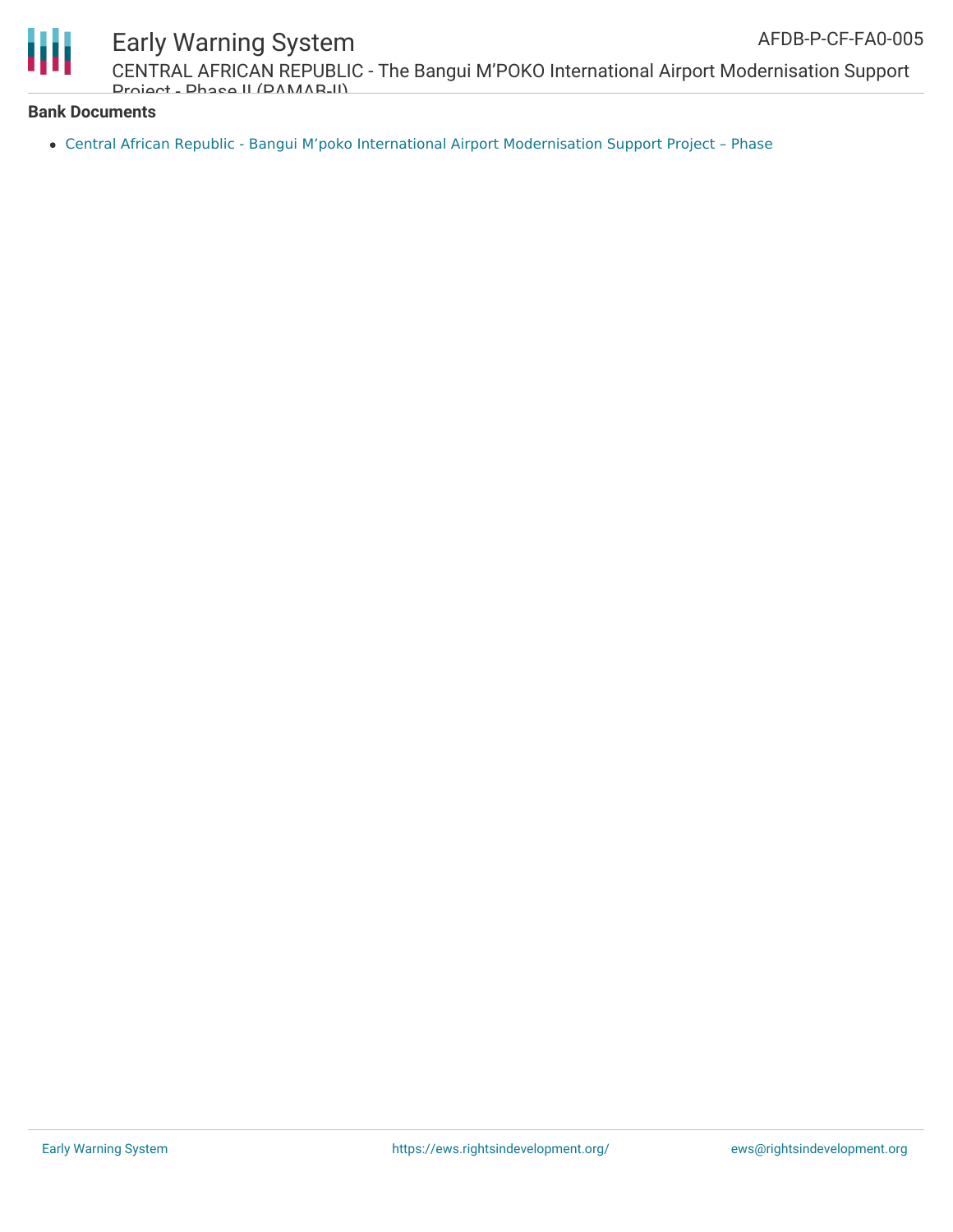**Bank Documents**

- Central African Republic - Bangui M'poko International Airport Modernisation Support Project – Phase